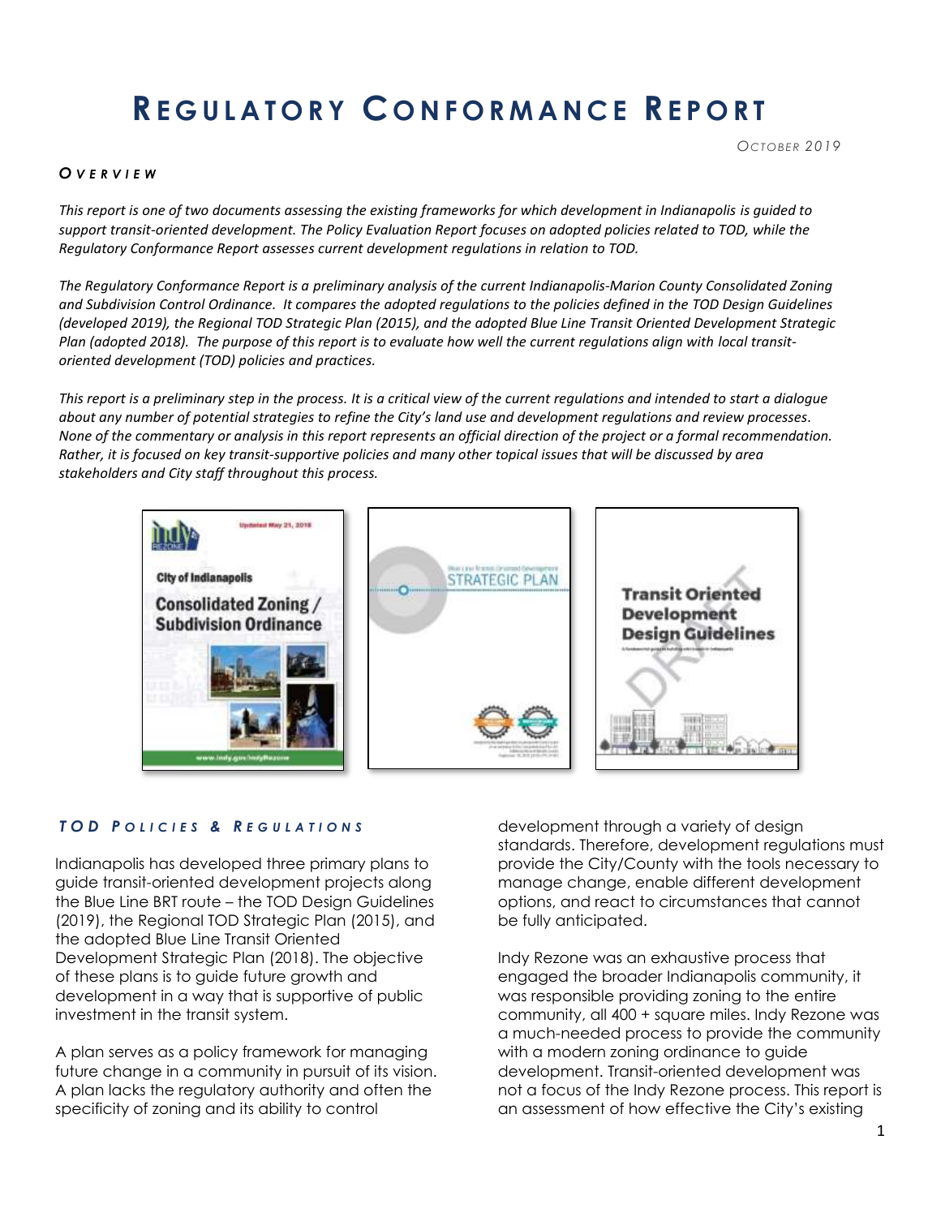# REGULATORY CONFORMANCE REPORT

*OCTOBER 2019*

### *OVERVIEW*

*This report is one of two documents assessing the existing frameworks for which development in Indianapolis is guided to support transit-oriented development. The Policy Evaluation Report focuses on adopted policies related to TOD, while the Regulatory Conformance Report assesses current development regulations in relation to TOD.*

*The Regulatory Conformance Report is a preliminary analysis of the current Indianapolis-Marion County Consolidated Zoning and Subdivision Control Ordinance. It compares the adopted regulations to the policies defined in the TOD Design Guidelines (developed 2019), the Regional TOD Strategic Plan (2015), and the adopted Blue Line Transit Oriented Development Strategic Plan (adopted 2018). The purpose of this report is to evaluate how well the current regulations align with local transit-oriented development (TOD) policies and practices.*

*This report is a preliminary step in the process. It is a critical view of the current regulations and intended to start a dialogue about any number of potential strategies to refine the City's land use and development regulations and review processes. None of the commentary or analysis in this report represents an official direction of the project or a formal recommendation. Rather, it is focused on key transit-supportive policies and many other topical issues that will be discussed by area stakeholders and City staff throughout this process.*

### *TOD POLICIES & REGULATIONS*

Indianapolis has developed three primary plans to guide transit-oriented development projects along the Blue Line BRT route – the TOD Design Guidelines (2019), the Regional TOD Strategic Plan (2015), and the adopted Blue Line Transit Oriented Development Strategic Plan (2018). The objective of these plans is to guide future growth and development in a way that is supportive of public investment in the transit system.

A plan serves as a policy framework for managing future change in a community in pursuit of its vision. A plan lacks the regulatory authority and often the specificity of zoning and its ability to control development through a variety of design standards. Therefore, development regulations must provide the City/County with the tools necessary to manage change, enable different development options, and react to circumstances that cannot be fully anticipated.

Indy Rezone was an exhaustive process that engaged the broader Indianapolis community, it was responsible providing zoning to the entire community, all 400 + square miles. Indy Rezone was a much-needed process to provide the community with a modern zoning ordinance to guide development. Transit-oriented development was not a focus of the Indy Rezone process. This report is an assessment of how effective the City's existing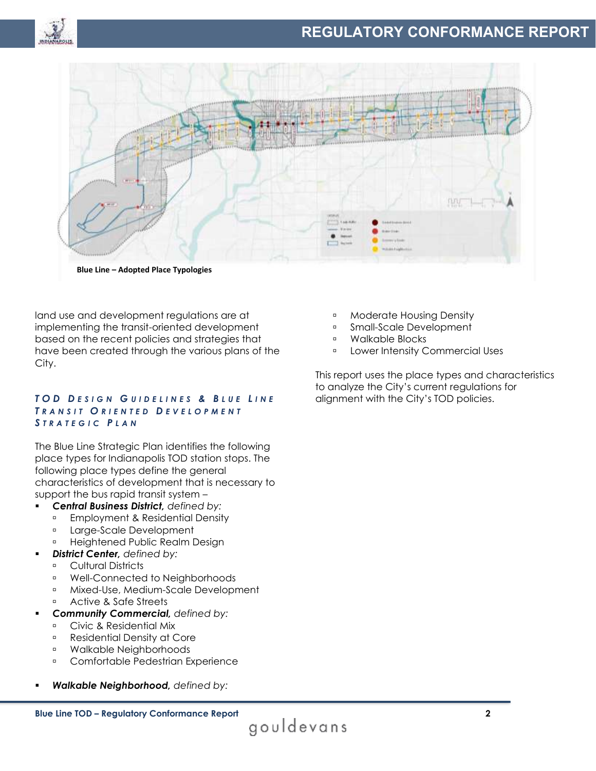Blue Line – Adopted Place Typologies

land use and development regulations are at implementing the transit-oriented development based on the recent policies and strategies that have been created through the various plans of the City.

### *TOD Design Guidelines & Blue Line Transit Oriented Development Strategic Plan*

The Blue Line Strategic Plan identifies the following place types for Indianapolis TOD station stops. The following place types define the general characteristics of development that is necessary to support the bus rapid transit system –

- ***Central Business District,*** *defined by:*
  - Employment & Residential Density
  - Large-Scale Development
  - Heightened Public Realm Design
- ***District Center,*** *defined by:*
  - Cultural Districts
  - Well-Connected to Neighborhoods
  - Mixed-Use, Medium-Scale Development
  - Active & Safe Streets
- ***Community Commercial,*** *defined by:*
  - Civic & Residential Mix
  - Residential Density at Core
  - Walkable Neighborhoods
  - Comfortable Pedestrian Experience
- ***Walkable Neighborhood,*** *defined by:*
  - Moderate Housing Density
  - Small-Scale Development
  - Walkable Blocks
  - Lower Intensity Commercial Uses

This report uses the place types and characteristics to analyze the City's current regulations for alignment with the City's TOD policies.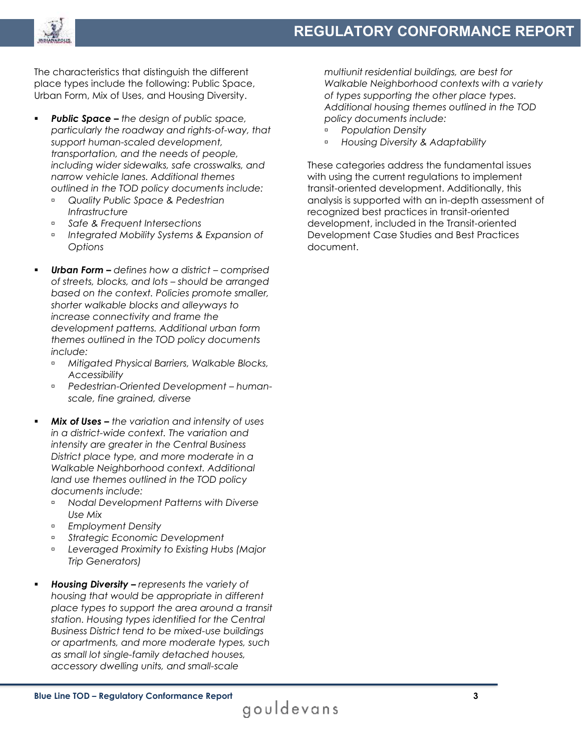The characteristics that distinguish the different place types include the following: Public Space, Urban Form, Mix of Uses, and Housing Diversity.

- ***Public Space –*** *the design of public space, particularly the roadway and rights-of-way, that support human-scaled development, transportation, and the needs of people, including wider sidewalks, safe crosswalks, and narrow vehicle lanes. Additional themes outlined in the TOD policy documents include:*
  - *Quality Public Space & Pedestrian Infrastructure*
  - *Safe & Frequent Intersections*
  - *Integrated Mobility Systems & Expansion of Options*

- ***Urban Form –*** *defines how a district – comprised of streets, blocks, and lots – should be arranged based on the context. Policies promote smaller, shorter walkable blocks and alleyways to increase connectivity and frame the development patterns. Additional urban form themes outlined in the TOD policy documents include:*
  - *Mitigated Physical Barriers, Walkable Blocks, Accessibility*
  - *Pedestrian-Oriented Development – human-scale, fine grained, diverse*

- ***Mix of Uses –*** *the variation and intensity of uses in a district-wide context. The variation and intensity are greater in the Central Business District place type, and more moderate in a Walkable Neighborhood context. Additional land use themes outlined in the TOD policy documents include:*
  - *Nodal Development Patterns with Diverse Use Mix*
  - *Employment Density*
  - *Strategic Economic Development*
  - *Leveraged Proximity to Existing Hubs (Major Trip Generators)*

- ***Housing Diversity –*** *represents the variety of housing that would be appropriate in different place types to support the area around a transit station. Housing types identified for the Central Business District tend to be mixed-use buildings or apartments, and more moderate types, such as small lot single-family detached houses, accessory dwelling units, and small-scale multiunit residential buildings, are best for Walkable Neighborhood contexts with a variety of types supporting the other place types. Additional housing themes outlined in the TOD policy documents include:*
  - *Population Density*
  - *Housing Diversity & Adaptability*

These categories address the fundamental issues with using the current regulations to implement transit-oriented development. Additionally, this analysis is supported with an in-depth assessment of recognized best practices in transit-oriented development, included in the Transit-oriented Development Case Studies and Best Practices document.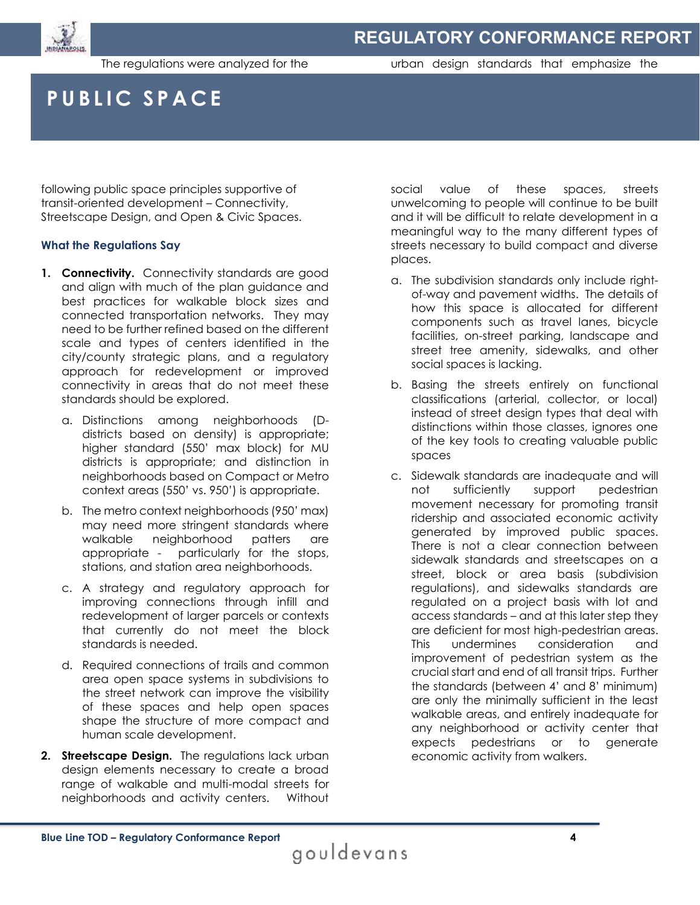The regulations were analyzed for the following public space principles supportive of transit-oriented development – Connectivity, Streetscape Design, and Open & Civic Spaces.

# PUBLIC SPACE

### What the Regulations Say

1. **Connectivity.** Connectivity standards are good and align with much of the plan guidance and best practices for walkable block sizes and connected transportation networks. They may need to be further refined based on the different scale and types of centers identified in the city/county strategic plans, and a regulatory approach for redevelopment or improved connectivity in areas that do not meet these standards should be explored.

   a. Distinctions among neighborhoods (D-districts based on density) is appropriate; higher standard (550' max block) for MU districts is appropriate; and distinction in neighborhoods based on Compact or Metro context areas (550' vs. 950') is appropriate.

   b. The metro context neighborhoods (950' max) may need more stringent standards where walkable neighborhood patters are appropriate - particularly for the stops, stations, and station area neighborhoods.

   c. A strategy and regulatory approach for improving connections through infill and redevelopment of larger parcels or contexts that currently do not meet the block standards is needed.

   d. Required connections of trails and common area open space systems in subdivisions to the street network can improve the visibility of these spaces and help open spaces shape the structure of more compact and human scale development.

2. **Streetscape Design.** The regulations lack urban design elements necessary to create a broad range of walkable and multi-modal streets for neighborhoods and activity centers. Without urban design standards that emphasize the social value of these spaces, streets unwelcoming to people will continue to be built and it will be difficult to relate development in a meaningful way to the many different types of streets necessary to build compact and diverse places.

   a. The subdivision standards only include right-of-way and pavement widths. The details of how this space is allocated for different components such as travel lanes, bicycle facilities, on-street parking, landscape and street tree amenity, sidewalks, and other social spaces is lacking.

   b. Basing the streets entirely on functional classifications (arterial, collector, or local) instead of street design types that deal with distinctions within those classes, ignores one of the key tools to creating valuable public spaces

   c. Sidewalk standards are inadequate and will not sufficiently support pedestrian movement necessary for promoting transit ridership and associated economic activity generated by improved public spaces. There is not a clear connection between sidewalk standards and streetscapes on a street, block or area basis (subdivision regulations), and sidewalks standards are regulated on a project basis with lot and access standards – and at this later step they are deficient for most high-pedestrian areas. This undermines consideration and improvement of pedestrian system as the crucial start and end of all transit trips. Further the standards (between 4' and 8' minimum) are only the minimally sufficient in the least walkable areas, and entirely inadequate for any neighborhood or activity center that expects pedestrians or to generate economic activity from walkers.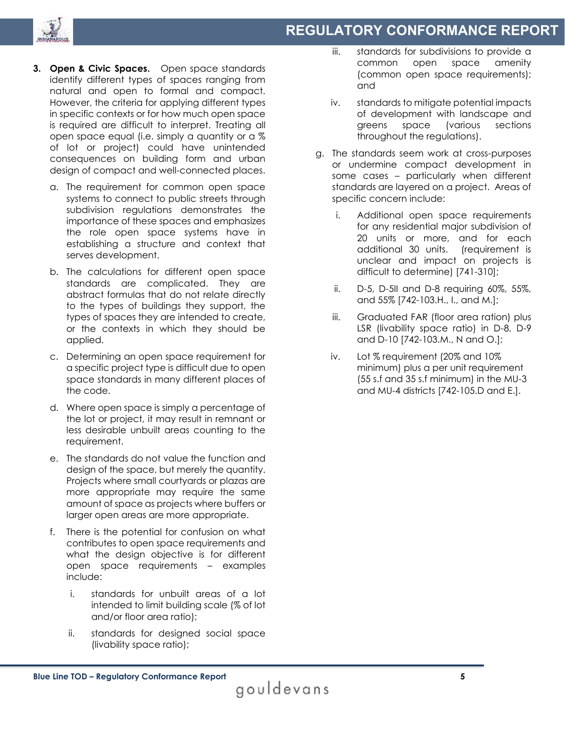3. **Open & Civic Spaces.** Open space standards identify different types of spaces ranging from natural and open to formal and compact. However, the criteria for applying different types in specific contexts or for how much open space is required are difficult to interpret. Treating all open space equal (i.e. simply a quantity or a % of lot or project) could have unintended consequences on building form and urban design of compact and well-connected places.

   a. The requirement for common open space systems to connect to public streets through subdivision regulations demonstrates the importance of these spaces and emphasizes the role open space systems have in establishing a structure and context that serves development.

   b. The calculations for different open space standards are complicated. They are abstract formulas that do not relate directly to the types of buildings they support, the types of spaces they are intended to create, or the contexts in which they should be applied.

   c. Determining an open space requirement for a specific project type is difficult due to open space standards in many different places of the code.

   d. Where open space is simply a percentage of the lot or project, it may result in remnant or less desirable unbuilt areas counting to the requirement.

   e. The standards do not value the function and design of the space, but merely the quantity. Projects where small courtyards or plazas are more appropriate may require the same amount of space as projects where buffers or larger open areas are more appropriate.

   f. There is the potential for confusion on what contributes to open space requirements and what the design objective is for different open space requirements – examples include:

      i. standards for unbuilt areas of a lot intended to limit building scale (% of lot and/or floor area ratio);

      ii. standards for designed social space (livability space ratio);

      iii. standards for subdivisions to provide a common open space amenity (common open space requirements); and

      iv. standards to mitigate potential impacts of development with landscape and greens space (various sections throughout the regulations).

   g. The standards seem work at cross-purposes or undermine compact development in some cases – particularly when different standards are layered on a project. Areas of specific concern include:

      i. Additional open space requirements for any residential major subdivision of 20 units or more, and for each additional 30 units. (requirement is unclear and impact on projects is difficult to determine) [741-310];

      ii. D-5, D-5II and D-8 requiring 60%, 55%, and 55% [742-103.H., I., and M.];

      iii. Graduated FAR (floor area ration) plus LSR (livability space ratio) in D-8, D-9 and D-10 [742-103.M., N and O.];

      iv. Lot % requirement (20% and 10% minimum) plus a per unit requirement (55 s.f and 35 s.f minimum) in the MU-3 and MU-4 districts [742-105.D and E.].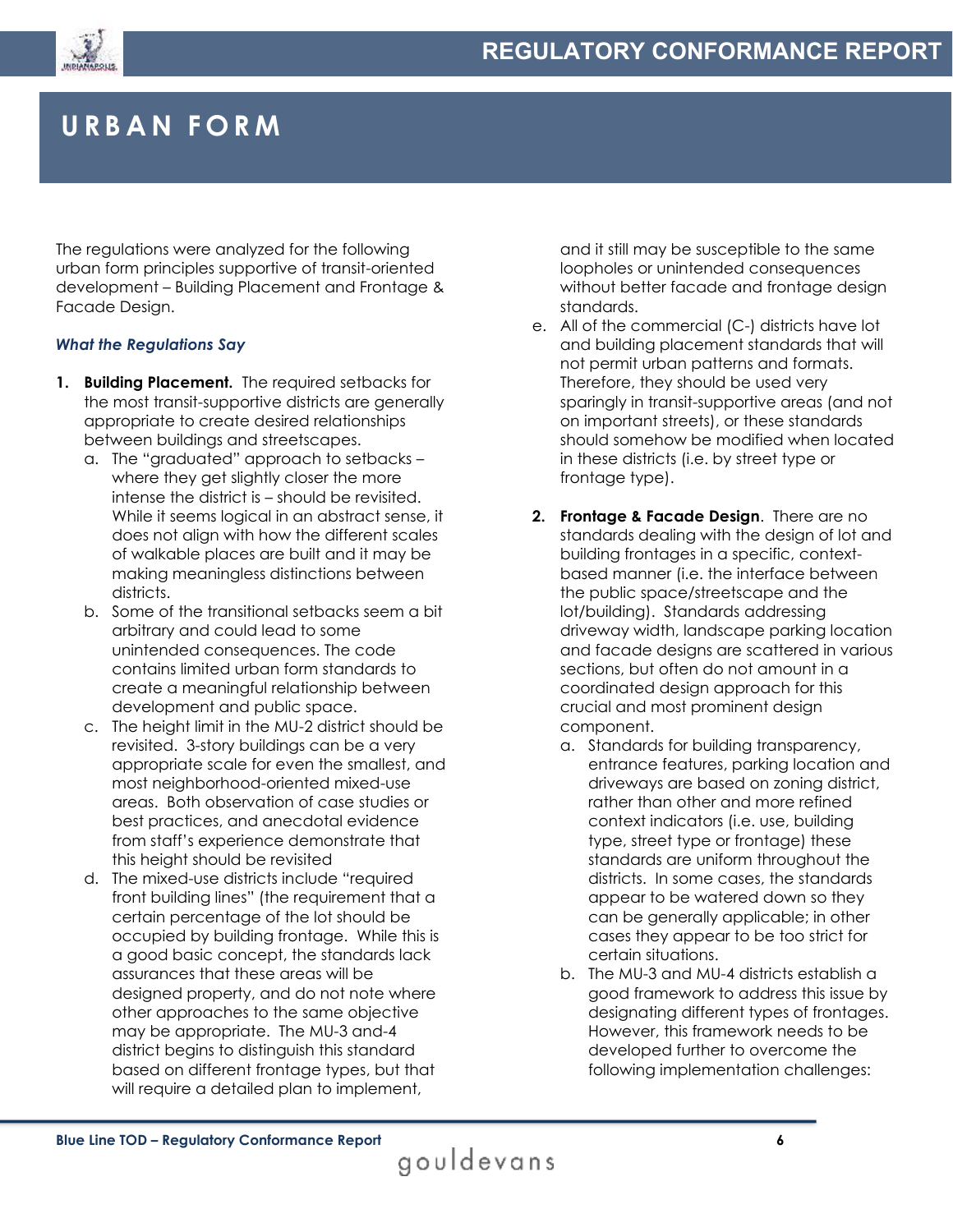# URBAN FORM

The regulations were analyzed for the following urban form principles supportive of transit-oriented development – Building Placement and Frontage & Facade Design.

### *What the Regulations Say*

1. **Building Placement.** The required setbacks for the most transit-supportive districts are generally appropriate to create desired relationships between buildings and streetscapes.
   a. The "graduated" approach to setbacks – where they get slightly closer the more intense the district is – should be revisited. While it seems logical in an abstract sense, it does not align with how the different scales of walkable places are built and it may be making meaningless distinctions between districts.
   b. Some of the transitional setbacks seem a bit arbitrary and could lead to some unintended consequences. The code contains limited urban form standards to create a meaningful relationship between development and public space.
   c. The height limit in the MU-2 district should be revisited. 3-story buildings can be a very appropriate scale for even the smallest, and most neighborhood-oriented mixed-use areas. Both observation of case studies or best practices, and anecdotal evidence from staff's experience demonstrate that this height should be revisited
   d. The mixed-use districts include "required front building lines" (the requirement that a certain percentage of the lot should be occupied by building frontage. While this is a good basic concept, the standards lack assurances that these areas will be designed property, and do not note where other approaches to the same objective may be appropriate. The MU-3 and-4 district begins to distinguish this standard based on different frontage types, but that will require a detailed plan to implement, and it still may be susceptible to the same loopholes or unintended consequences without better facade and frontage design standards.
   e. All of the commercial (C-) districts have lot and building placement standards that will not permit urban patterns and formats. Therefore, they should be used very sparingly in transit-supportive areas (and not on important streets), or these standards should somehow be modified when located in these districts (i.e. by street type or frontage type).

2. **Frontage & Facade Design**. There are no standards dealing with the design of lot and building frontages in a specific, context-based manner (i.e. the interface between the public space/streetscape and the lot/building). Standards addressing driveway width, landscape parking location and facade designs are scattered in various sections, but often do not amount in a coordinated design approach for this crucial and most prominent design component.
   a. Standards for building transparency, entrance features, parking location and driveways are based on zoning district, rather than other and more refined context indicators (i.e. use, building type, street type or frontage) these standards are uniform throughout the districts. In some cases, the standards appear to be watered down so they can be generally applicable; in other cases they appear to be too strict for certain situations.
   b. The MU-3 and MU-4 districts establish a good framework to address this issue by designating different types of frontages. However, this framework needs to be developed further to overcome the following implementation challenges: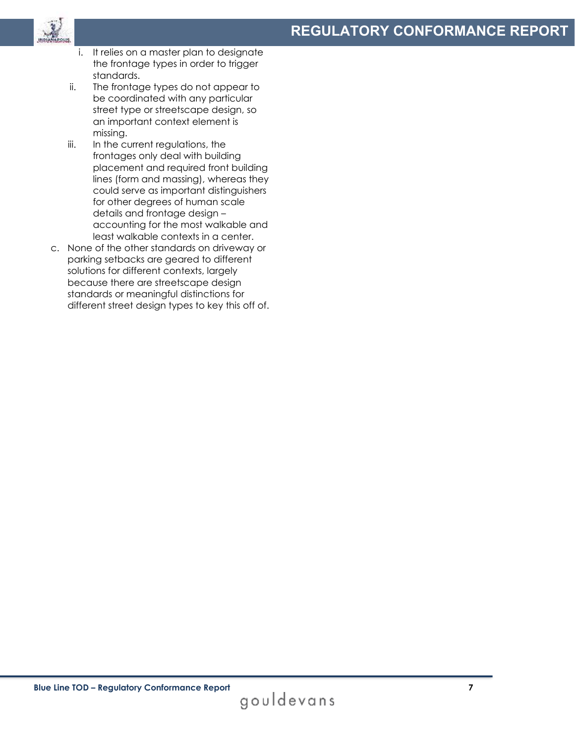i. It relies on a master plan to designate the frontage types in order to trigger standards.
   ii. The frontage types do not appear to be coordinated with any particular street type or streetscape design, so an important context element is missing.
   iii. In the current regulations, the frontages only deal with building placement and required front building lines (form and massing), whereas they could serve as important distinguishers for other degrees of human scale details and frontage design – accounting for the most walkable and least walkable contexts in a center.

c. None of the other standards on driveway or parking setbacks are geared to different solutions for different contexts, largely because there are streetscape design standards or meaningful distinctions for different street design types to key this off of.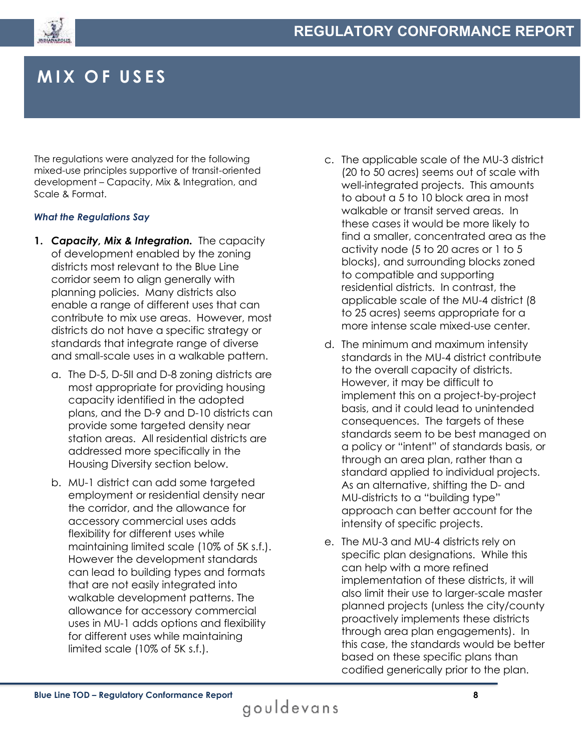// MIX OF USES

The regulations were analyzed for the following mixed-use principles supportive of transit-oriented development – Capacity, Mix & Integration, and Scale & Format.

*What the Regulations Say*

1. ***Capacity, Mix & Integration.*** The capacity of development enabled by the zoning districts most relevant to the Blue Line corridor seem to align generally with planning policies. Many districts also enable a range of different uses that can contribute to mix use areas. However, most districts do not have a specific strategy or standards that integrate range of diverse and small-scale uses in a walkable pattern.

   a. The D-5, D-5II and D-8 zoning districts are most appropriate for providing housing capacity identified in the adopted plans, and the D-9 and D-10 districts can provide some targeted density near station areas. All residential districts are addressed more specifically in the Housing Diversity section below.

   b. MU-1 district can add some targeted employment or residential density near the corridor, and the allowance for accessory commercial uses adds flexibility for different uses while maintaining limited scale (10% of 5K s.f.). However the development standards can lead to building types and formats that are not easily integrated into walkable development patterns. The allowance for accessory commercial uses in MU-1 adds options and flexibility for different uses while maintaining limited scale (10% of 5K s.f.).

   c. The applicable scale of the MU-3 district (20 to 50 acres) seems out of scale with well-integrated projects. This amounts to about a 5 to 10 block area in most walkable or transit served areas. In these cases it would be more likely to find a smaller, concentrated area as the activity node (5 to 20 acres or 1 to 5 blocks), and surrounding blocks zoned to compatible and supporting residential districts. In contrast, the applicable scale of the MU-4 district (8 to 25 acres) seems appropriate for a more intense scale mixed-use center.

   d. The minimum and maximum intensity standards in the MU-4 district contribute to the overall capacity of districts. However, it may be difficult to implement this on a project-by-project basis, and it could lead to unintended consequences. The targets of these standards seem to be best managed on a policy or "intent" of standards basis, or through an area plan, rather than a standard applied to individual projects. As an alternative, shifting the D- and MU-districts to a "building type" approach can better account for the intensity of specific projects.

   e. The MU-3 and MU-4 districts rely on specific plan designations. While this can help with a more refined implementation of these districts, it will also limit their use to larger-scale master planned projects (unless the city/county proactively implements these districts through area plan engagements). In this case, the standards would be better based on these specific plans than codified generically prior to the plan.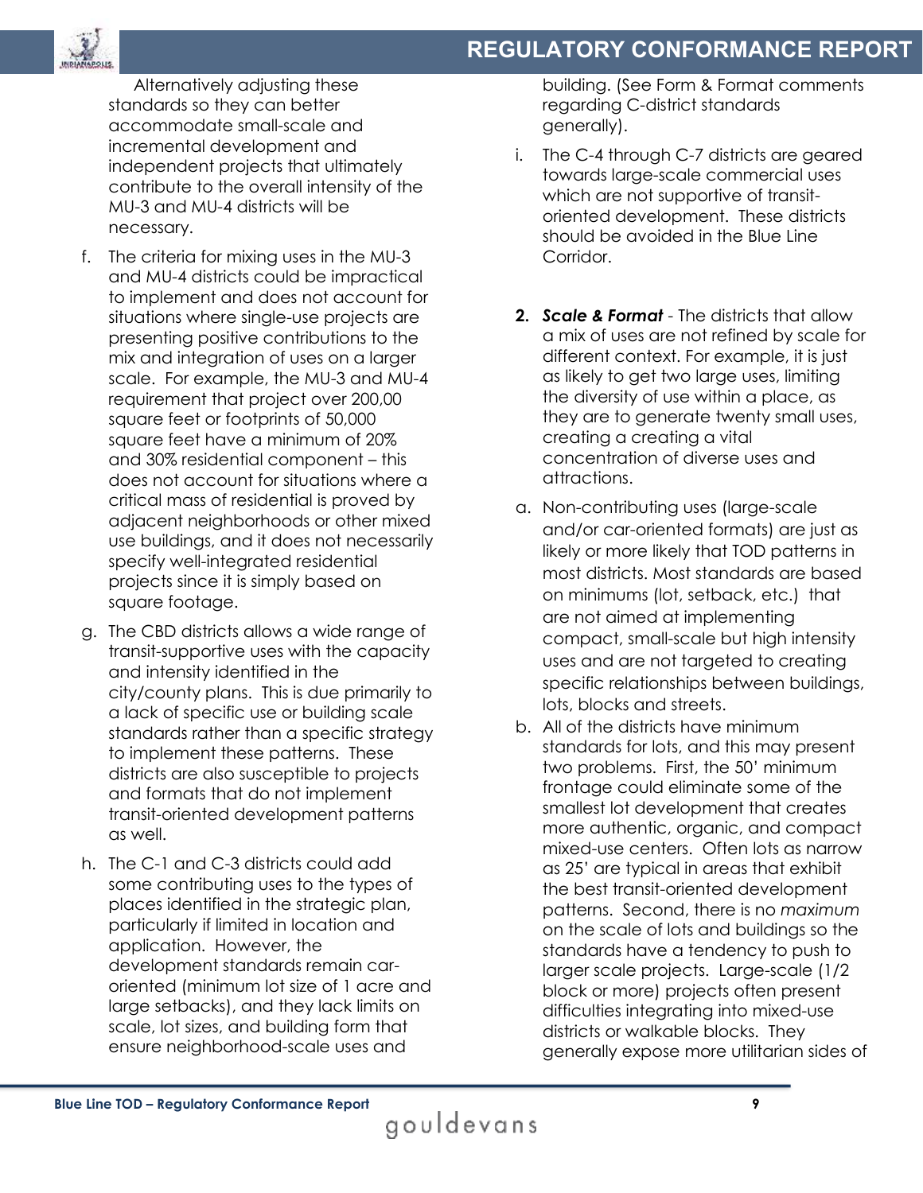Alternatively adjusting these standards so they can better accommodate small-scale and incremental development and independent projects that ultimately contribute to the overall intensity of the MU-3 and MU-4 districts will be necessary.

f. The criteria for mixing uses in the MU-3 and MU-4 districts could be impractical to implement and does not account for situations where single-use projects are presenting positive contributions to the mix and integration of uses on a larger scale. For example, the MU-3 and MU-4 requirement that project over 200,00 square feet or footprints of 50,000 square feet have a minimum of 20% and 30% residential component – this does not account for situations where a critical mass of residential is proved by adjacent neighborhoods or other mixed use buildings, and it does not necessarily specify well-integrated residential projects since it is simply based on square footage.

g. The CBD districts allows a wide range of transit-supportive uses with the capacity and intensity identified in the city/county plans. This is due primarily to a lack of specific use or building scale standards rather than a specific strategy to implement these patterns. These districts are also susceptible to projects and formats that do not implement transit-oriented development patterns as well.

h. The C-1 and C-3 districts could add some contributing uses to the types of places identified in the strategic plan, particularly if limited in location and application. However, the development standards remain car-oriented (minimum lot size of 1 acre and large setbacks), and they lack limits on scale, lot sizes, and building form that ensure neighborhood-scale uses and building. (See Form & Format comments regarding C-district standards generally).

i. The C-4 through C-7 districts are geared towards large-scale commercial uses which are not supportive of transit-oriented development. These districts should be avoided in the Blue Line Corridor.

**2. *Scale & Format*** - The districts that allow a mix of uses are not refined by scale for different context. For example, it is just as likely to get two large uses, limiting the diversity of use within a place, as they are to generate twenty small uses, creating a creating a vital concentration of diverse uses and attractions.

a. Non-contributing uses (large-scale and/or car-oriented formats) are just as likely or more likely that TOD patterns in most districts. Most standards are based on minimums (lot, setback, etc.) that are not aimed at implementing compact, small-scale but high intensity uses and are not targeted to creating specific relationships between buildings, lots, blocks and streets.

b. All of the districts have minimum standards for lots, and this may present two problems. First, the 50' minimum frontage could eliminate some of the smallest lot development that creates more authentic, organic, and compact mixed-use centers. Often lots as narrow as 25' are typical in areas that exhibit the best transit-oriented development patterns. Second, there is no *maximum* on the scale of lots and buildings so the standards have a tendency to push to larger scale projects. Large-scale (1/2 block or more) projects often present difficulties integrating into mixed-use districts or walkable blocks. They generally expose more utilitarian sides of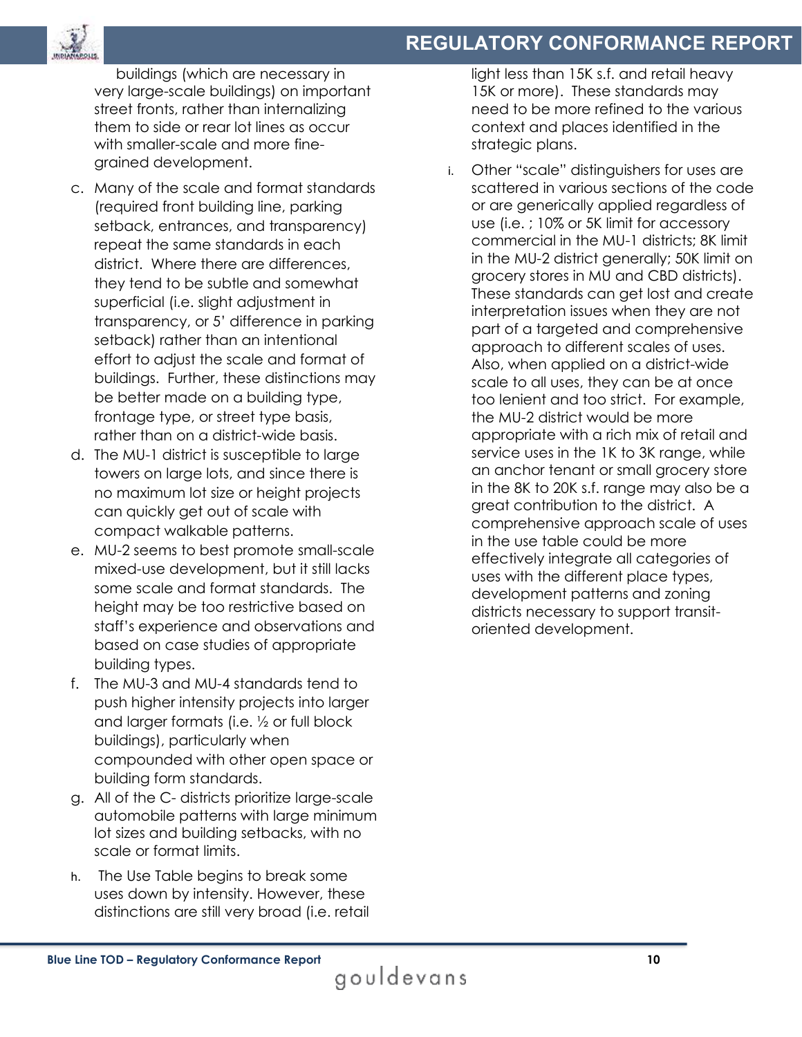buildings (which are necessary in very large-scale buildings) on important street fronts, rather than internalizing them to side or rear lot lines as occur with smaller-scale and more fine-grained development.

c. Many of the scale and format standards (required front building line, parking setback, entrances, and transparency) repeat the same standards in each district. Where there are differences, they tend to be subtle and somewhat superficial (i.e. slight adjustment in transparency, or 5' difference in parking setback) rather than an intentional effort to adjust the scale and format of buildings. Further, these distinctions may be better made on a building type, frontage type, or street type basis, rather than on a district-wide basis.

d. The MU-1 district is susceptible to large towers on large lots, and since there is no maximum lot size or height projects can quickly get out of scale with compact walkable patterns.

e. MU-2 seems to best promote small-scale mixed-use development, but it still lacks some scale and format standards. The height may be too restrictive based on staff's experience and observations and based on case studies of appropriate building types.

f. The MU-3 and MU-4 standards tend to push higher intensity projects into larger and larger formats (i.e. ½ or full block buildings), particularly when compounded with other open space or building form standards.

g. All of the C- districts prioritize large-scale automobile patterns with large minimum lot sizes and building setbacks, with no scale or format limits.

h. The Use Table begins to break some uses down by intensity. However, these distinctions are still very broad (i.e. retail light less than 15K s.f. and retail heavy 15K or more). These standards may need to be more refined to the various context and places identified in the strategic plans.

i. Other "scale" distinguishers for uses are scattered in various sections of the code or are generically applied regardless of use (i.e. ; 10% or 5K limit for accessory commercial in the MU-1 districts; 8K limit in the MU-2 district generally; 50K limit on grocery stores in MU and CBD districts). These standards can get lost and create interpretation issues when they are not part of a targeted and comprehensive approach to different scales of uses. Also, when applied on a district-wide scale to all uses, they can be at once too lenient and too strict. For example, the MU-2 district would be more appropriate with a rich mix of retail and service uses in the 1K to 3K range, while an anchor tenant or small grocery store in the 8K to 20K s.f. range may also be a great contribution to the district. A comprehensive approach scale of uses in the use table could be more effectively integrate all categories of uses with the different place types, development patterns and zoning districts necessary to support transit-oriented development.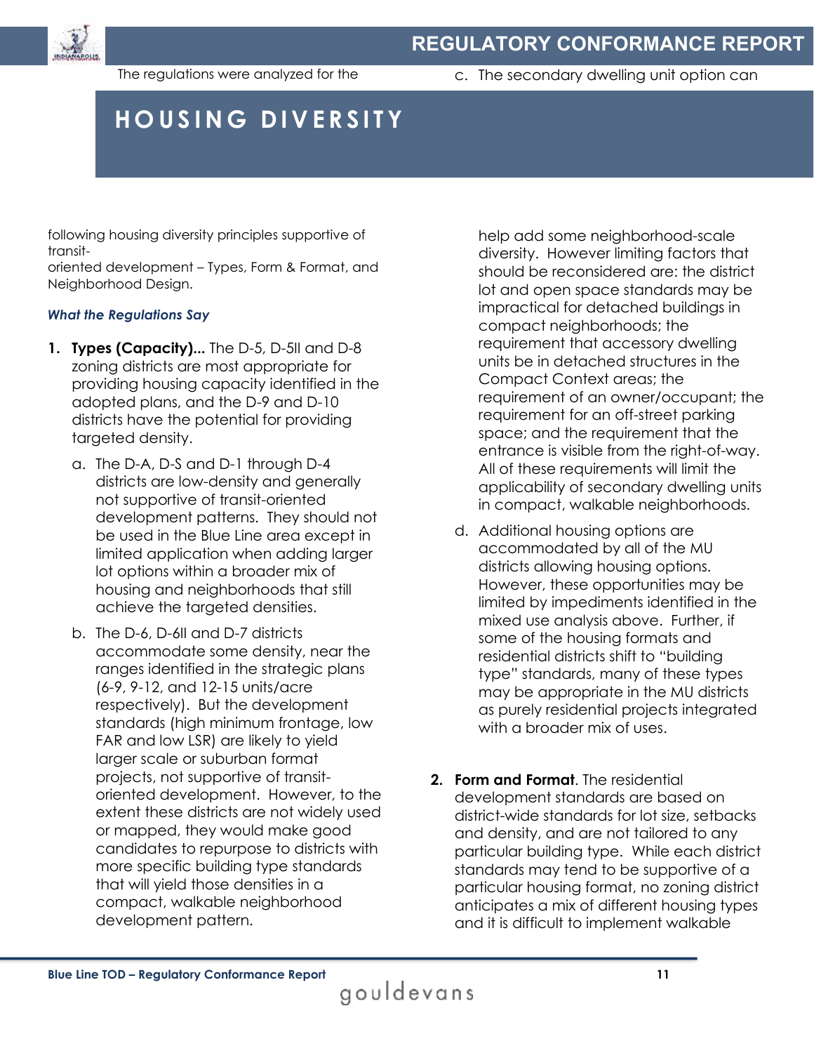# HOUSING DIVERSITY

The regulations were analyzed for the following housing diversity principles supportive of transit-oriented development – Types, Form & Format, and Neighborhood Design.

***What the Regulations Say***

1. **Types (Capacity)...** The D-5, D-5II and D-8 zoning districts are most appropriate for providing housing capacity identified in the adopted plans, and the D-9 and D-10 districts have the potential for providing targeted density.

   a. The D-A, D-S and D-1 through D-4 districts are low-density and generally not supportive of transit-oriented development patterns. They should not be used in the Blue Line area except in limited application when adding larger lot options within a broader mix of housing and neighborhoods that still achieve the targeted densities.

   b. The D-6, D-6II and D-7 districts accommodate some density, near the ranges identified in the strategic plans (6-9, 9-12, and 12-15 units/acre respectively). But the development standards (high minimum frontage, low FAR and low LSR) are likely to yield larger scale or suburban format projects, not supportive of transit-oriented development. However, to the extent these districts are not widely used or mapped, they would make good candidates to repurpose to districts with more specific building type standards that will yield those densities in a compact, walkable neighborhood development pattern.

   c. The secondary dwelling unit option can help add some neighborhood-scale diversity. However limiting factors that should be reconsidered are: the district lot and open space standards may be impractical for detached buildings in compact neighborhoods; the requirement that accessory dwelling units be in detached structures in the Compact Context areas; the requirement of an owner/occupant; the requirement for an off-street parking space; and the requirement that the entrance is visible from the right-of-way. All of these requirements will limit the applicability of secondary dwelling units in compact, walkable neighborhoods.

   d. Additional housing options are accommodated by all of the MU districts allowing housing options. However, these opportunities may be limited by impediments identified in the mixed use analysis above. Further, if some of the housing formats and residential districts shift to "building type" standards, many of these types may be appropriate in the MU districts as purely residential projects integrated with a broader mix of uses.

2. **Form and Format**. The residential development standards are based on district-wide standards for lot size, setbacks and density, and are not tailored to any particular building type. While each district standards may tend to be supportive of a particular housing format, no zoning district anticipates a mix of different housing types and it is difficult to implement walkable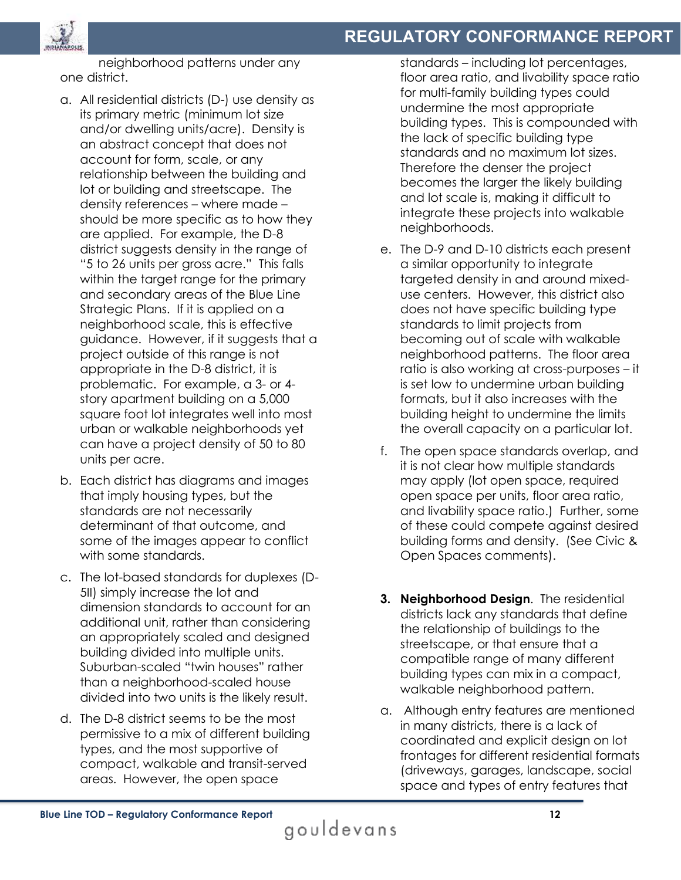neighborhood patterns under any one district.

a. All residential districts (D-) use density as its primary metric (minimum lot size and/or dwelling units/acre). Density is an abstract concept that does not account for form, scale, or any relationship between the building and lot or building and streetscape. The density references – where made – should be more specific as to how they are applied. For example, the D-8 district suggests density in the range of "5 to 26 units per gross acre." This falls within the target range for the primary and secondary areas of the Blue Line Strategic Plans. If it is applied on a neighborhood scale, this is effective guidance. However, if it suggests that a project outside of this range is not appropriate in the D-8 district, it is problematic. For example, a 3- or 4-story apartment building on a 5,000 square foot lot integrates well into most urban or walkable neighborhoods yet can have a project density of 50 to 80 units per acre.

b. Each district has diagrams and images that imply housing types, but the standards are not necessarily determinant of that outcome, and some of the images appear to conflict with some standards.

c. The lot-based standards for duplexes (D-5II) simply increase the lot and dimension standards to account for an additional unit, rather than considering an appropriately scaled and designed building divided into multiple units. Suburban-scaled "twin houses" rather than a neighborhood-scaled house divided into two units is the likely result.

d. The D-8 district seems to be the most permissive to a mix of different building types, and the most supportive of compact, walkable and transit-served areas. However, the open space standards – including lot percentages, floor area ratio, and livability space ratio for multi-family building types could undermine the most appropriate building types. This is compounded with the lack of specific building type standards and no maximum lot sizes. Therefore the denser the project becomes the larger the likely building and lot scale is, making it difficult to integrate these projects into walkable neighborhoods.

e. The D-9 and D-10 districts each present a similar opportunity to integrate targeted density in and around mixed-use centers. However, this district also does not have specific building type standards to limit projects from becoming out of scale with walkable neighborhood patterns. The floor area ratio is also working at cross-purposes – it is set low to undermine urban building formats, but it also increases with the building height to undermine the limits the overall capacity on a particular lot.

f. The open space standards overlap, and it is not clear how multiple standards may apply (lot open space, required open space per units, floor area ratio, and livability space ratio.) Further, some of these could compete against desired building forms and density. (See Civic & Open Spaces comments).

3. **Neighborhood Design**. The residential districts lack any standards that define the relationship of buildings to the streetscape, or that ensure that a compatible range of many different building types can mix in a compact, walkable neighborhood pattern.

a. Although entry features are mentioned in many districts, there is a lack of coordinated and explicit design on lot frontages for different residential formats (driveways, garages, landscape, social space and types of entry features that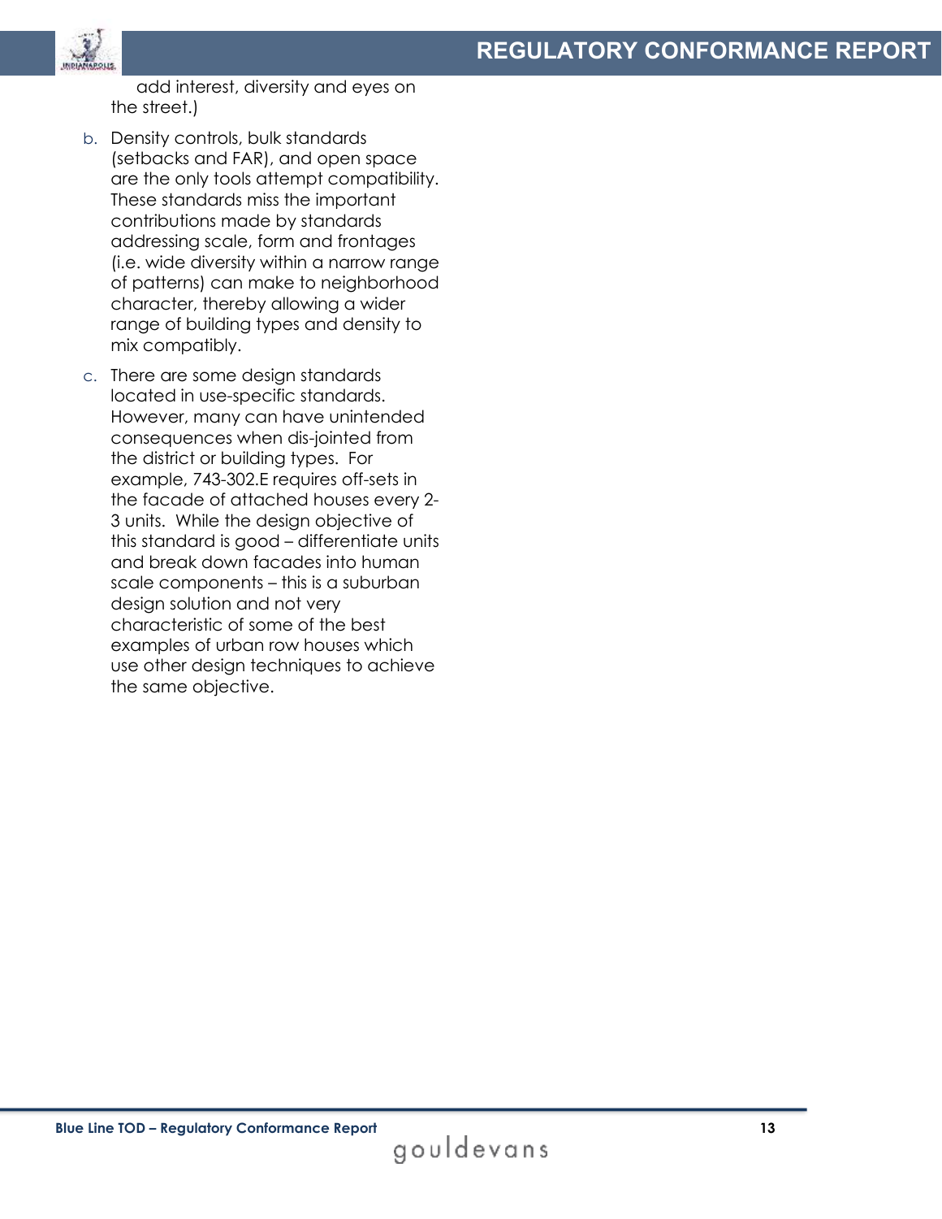add interest, diversity and eyes on the street.)

b. Density controls, bulk standards (setbacks and FAR), and open space are the only tools attempt compatibility. These standards miss the important contributions made by standards addressing scale, form and frontages (i.e. wide diversity within a narrow range of patterns) can make to neighborhood character, thereby allowing a wider range of building types and density to mix compatibly.

c. There are some design standards located in use-specific standards. However, many can have unintended consequences when dis-jointed from the district or building types. For example, 743-302.E requires off-sets in the facade of attached houses every 2-3 units. While the design objective of this standard is good – differentiate units and break down facades into human scale components – this is a suburban design solution and not very characteristic of some of the best examples of urban row houses which use other design techniques to achieve the same objective.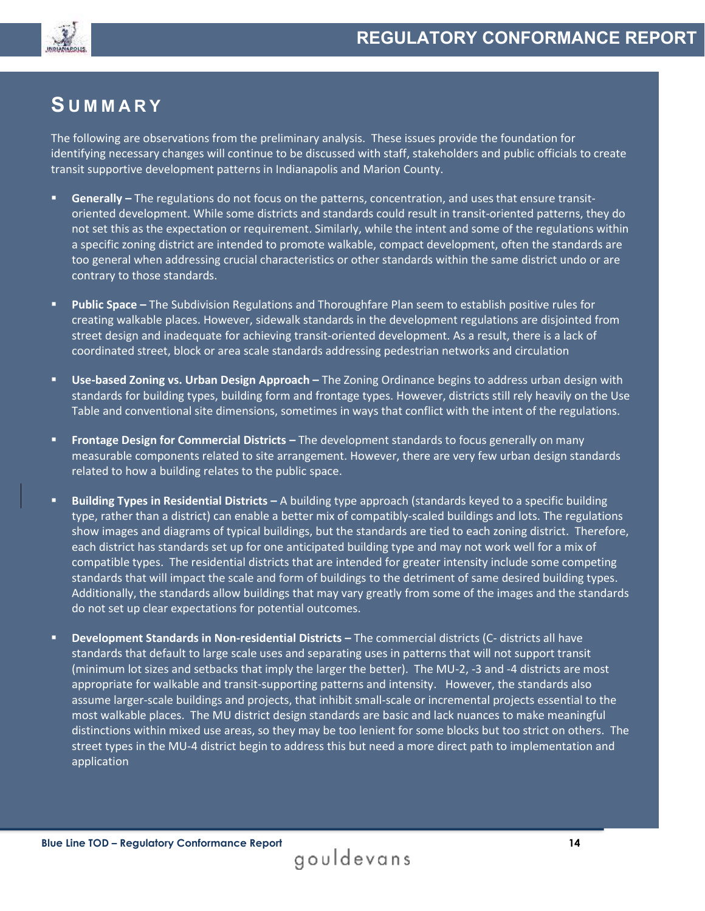## Summary

The following are observations from the preliminary analysis. These issues provide the foundation for identifying necessary changes will continue to be discussed with staff, stakeholders and public officials to create transit supportive development patterns in Indianapolis and Marion County.

- **Generally –** The regulations do not focus on the patterns, concentration, and uses that ensure transit-oriented development. While some districts and standards could result in transit-oriented patterns, they do not set this as the expectation or requirement. Similarly, while the intent and some of the regulations within a specific zoning district are intended to promote walkable, compact development, often the standards are too general when addressing crucial characteristics or other standards within the same district undo or are contrary to those standards.

- **Public Space –** The Subdivision Regulations and Thoroughfare Plan seem to establish positive rules for creating walkable places. However, sidewalk standards in the development regulations are disjointed from street design and inadequate for achieving transit-oriented development. As a result, there is a lack of coordinated street, block or area scale standards addressing pedestrian networks and circulation

- **Use-based Zoning vs. Urban Design Approach –** The Zoning Ordinance begins to address urban design with standards for building types, building form and frontage types. However, districts still rely heavily on the Use Table and conventional site dimensions, sometimes in ways that conflict with the intent of the regulations.

- **Frontage Design for Commercial Districts –** The development standards to focus generally on many measurable components related to site arrangement. However, there are very few urban design standards related to how a building relates to the public space.

- **Building Types in Residential Districts –** A building type approach (standards keyed to a specific building type, rather than a district) can enable a better mix of compatibly-scaled buildings and lots. The regulations show images and diagrams of typical buildings, but the standards are tied to each zoning district. Therefore, each district has standards set up for one anticipated building type and may not work well for a mix of compatible types. The residential districts that are intended for greater intensity include some competing standards that will impact the scale and form of buildings to the detriment of same desired building types. Additionally, the standards allow buildings that may vary greatly from some of the images and the standards do not set up clear expectations for potential outcomes.

- **Development Standards in Non-residential Districts –** The commercial districts (C- districts all have standards that default to large scale uses and separating uses in patterns that will not support transit (minimum lot sizes and setbacks that imply the larger the better). The MU-2, -3 and -4 districts are most appropriate for walkable and transit-supporting patterns and intensity. However, the standards also assume larger-scale buildings and projects, that inhibit small-scale or incremental projects essential to the most walkable places. The MU district design standards are basic and lack nuances to make meaningful distinctions within mixed use areas, so they may be too lenient for some blocks but too strict on others. The street types in the MU-4 district begin to address this but need a more direct path to implementation and application